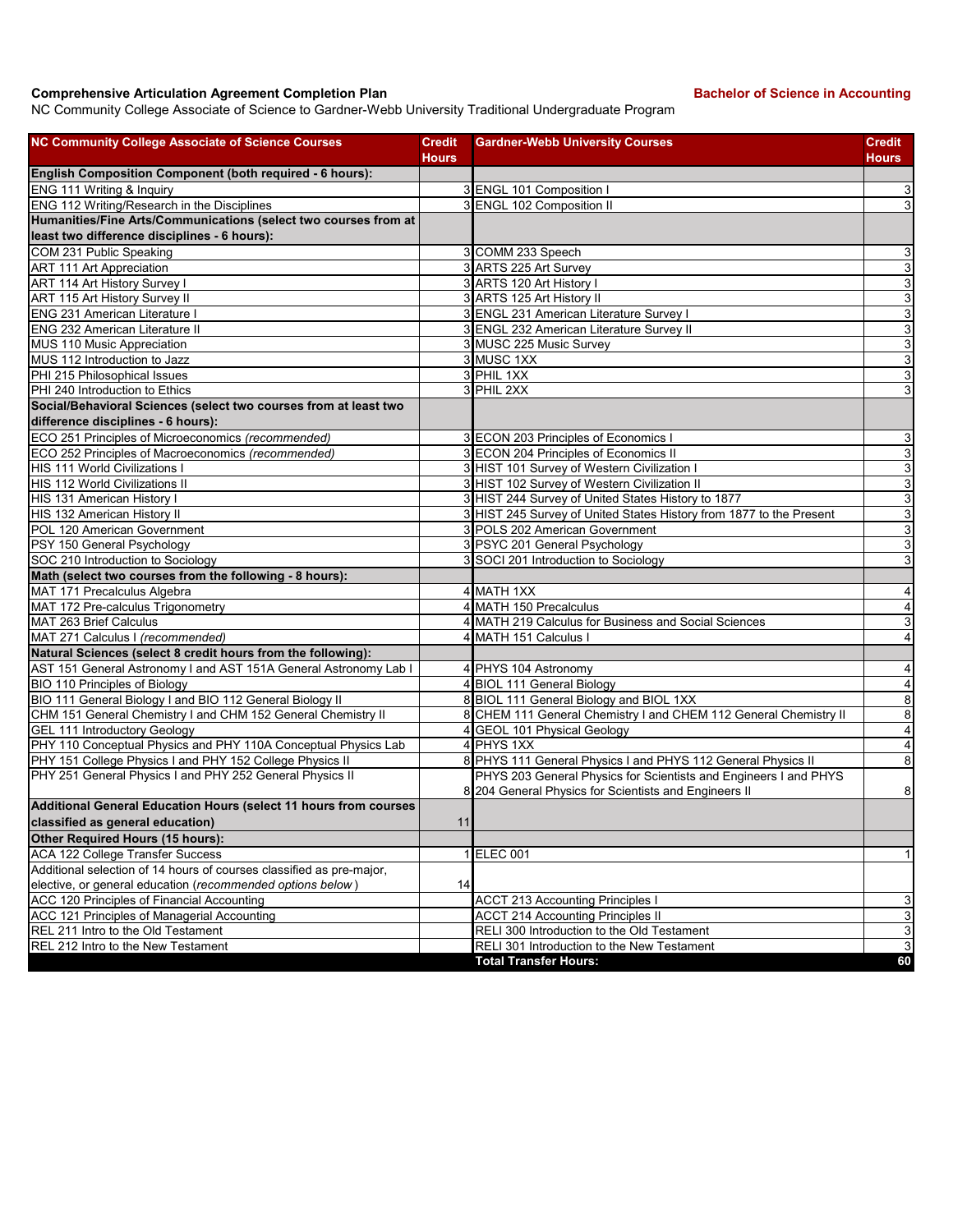**Comprehensive Articulation Agreement Completion Plan** **Bachelor of Science in Accounting**

NC Community College Associate of Science to Gardner-Webb University Traditional Undergraduate Program

| NC Community College Associate of Science Courses | Credit Hours | Gardner-Webb University Courses | Credit Hours |
|---|---|---|---|
| **English Composition Component (both required - 6 hours):** | | | |
| ENG 111 Writing & Inquiry | 3 | ENGL 101 Composition I | 3 |
| ENG 112 Writing/Research in the Disciplines | 3 | ENGL 102 Composition II | 3 |
| **Humanities/Fine Arts/Communications (select two courses from at least two difference disciplines - 6 hours):** | | | |
| COM 231 Public Speaking | 3 | COMM 233 Speech | 3 |
| ART 111 Art Appreciation | 3 | ARTS 225 Art Survey | 3 |
| ART 114 Art History Survey I | 3 | ARTS 120 Art History I | 3 |
| ART 115 Art History Survey II | 3 | ARTS 125 Art History II | 3 |
| ENG 231 American Literature I | 3 | ENGL 231 American Literature Survey I | 3 |
| ENG 232 American Literature II | 3 | ENGL 232 American Literature Survey II | 3 |
| MUS 110 Music Appreciation | 3 | MUSC 225 Music Survey | 3 |
| MUS 112 Introduction to Jazz | 3 | MUSC 1XX | 3 |
| PHI 215 Philosophical Issues | 3 | PHIL 1XX | 3 |
| PHI 240 Introduction to Ethics | 3 | PHIL 2XX | 3 |
| **Social/Behavioral Sciences (select two courses from at least two difference disciplines - 6 hours):** | | | |
| ECO 251 Principles of Microeconomics *(recommended)* | 3 | ECON 203 Principles of Economics I | 3 |
| ECO 252 Principles of Macroeconomics *(recommended)* | 3 | ECON 204 Principles of Economics II | 3 |
| HIS 111 World Civilizations I | 3 | HIST 101 Survey of Western Civilization I | 3 |
| HIS 112 World Civilizations II | 3 | HIST 102 Survey of Western Civilization II | 3 |
| HIS 131 American History I | 3 | HIST 244 Survey of United States History to 1877 | 3 |
| HIS 132 American History II | 3 | HIST 245 Survey of United States History from 1877 to the Present | 3 |
| POL 120 American Government | 3 | POLS 202 American Government | 3 |
| PSY 150 General Psychology | 3 | PSYC 201 General Psychology | 3 |
| SOC 210 Introduction to Sociology | 3 | SOCI 201 Introduction to Sociology | 3 |
| **Math (select two courses from the following - 8 hours):** | | | |
| MAT 171 Precalculus Algebra | 4 | MATH 1XX | 4 |
| MAT 172 Pre-calculus Trigonometry | 4 | MATH 150 Precalculus | 4 |
| MAT 263 Brief Calculus | 4 | MATH 219 Calculus for Business and Social Sciences | 3 |
| MAT 271 Calculus I *(recommended)* | 4 | MATH 151 Calculus I | 4 |
| **Natural Sciences (select 8 credit hours from the following):** | | | |
| AST 151 General Astronomy I and AST 151A General Astronomy Lab I | 4 | PHYS 104 Astronomy | 4 |
| BIO 110 Principles of Biology | 4 | BIOL 111 General Biology | 4 |
| BIO 111 General Biology I and BIO 112 General Biology II | 8 | BIOL 111 General Biology and BIOL 1XX | 8 |
| CHM 151 General Chemistry I and CHM 152 General Chemistry II | 8 | CHEM 111 General Chemistry I and CHEM 112 General Chemistry II | 8 |
| GEL 111 Introductory Geology | 4 | GEOL 101 Physical Geology | 4 |
| PHY 110 Conceptual Physics and PHY 110A Conceptual Physics Lab | 4 | PHYS 1XX | 4 |
| PHY 151 College Physics I and PHY 152 College Physics II | 8 | PHYS 111 General Physics I and PHYS 112 General Physics II | 8 |
| PHY 251 General Physics I and PHY 252 General Physics II | 8 | PHYS 203 General Physics for Scientists and Engineers I and PHYS 204 General Physics for Scientists and Engineers II | 8 |
| **Additional General Education Hours (select 11 hours from courses classified as general education)** | 11 | | |
| **Other Required Hours (15 hours):** | | | |
| ACA 122 College Transfer Success | 1 | ELEC 001 | 1 |
| Additional selection of 14 hours of courses classified as pre-major, elective, or general education (*recommended options below*) | 14 | | |
| ACC 120 Principles of Financial Accounting | | ACCT 213 Accounting Principles I | 3 |
| ACC 121 Principles of Managerial Accounting | | ACCT 214 Accounting Principles II | 3 |
| REL 211 Intro to the Old Testament | | RELI 300 Introduction to the Old Testament | 3 |
| REL 212 Intro to the New Testament | | RELI 301 Introduction to the New Testament | 3 |
| | | **Total Transfer Hours:** | **60** |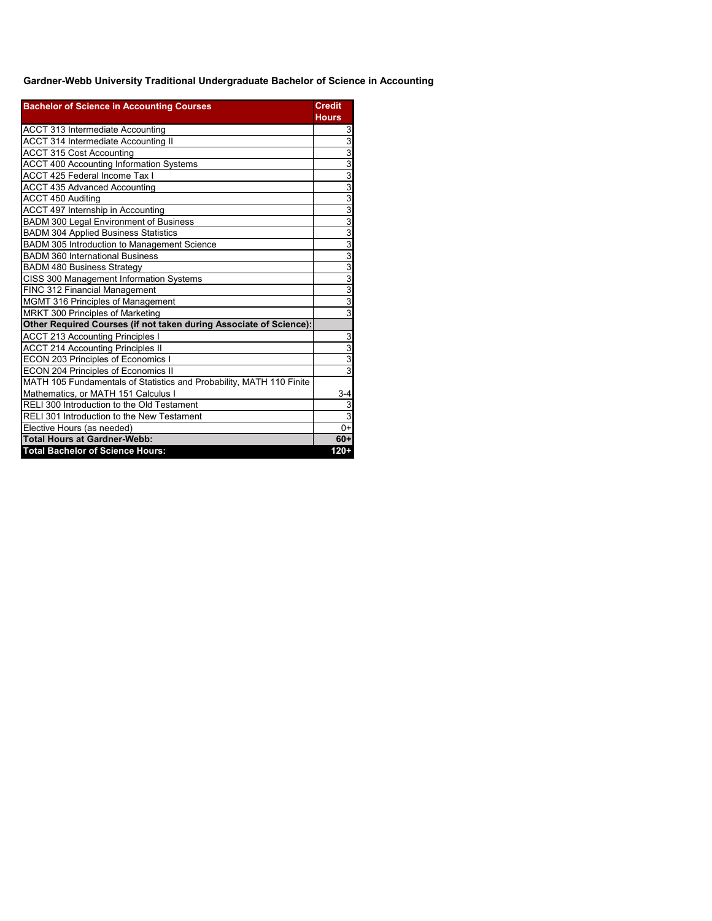**Gardner-Webb University Traditional Undergraduate Bachelor of Science in Accounting**

| Bachelor of Science in Accounting Courses | Credit Hours |
| --- | --- |
| ACCT 313 Intermediate Accounting | 3 |
| ACCT 314 Intermediate Accounting II | 3 |
| ACCT 315 Cost Accounting | 3 |
| ACCT 400 Accounting Information Systems | 3 |
| ACCT 425 Federal Income Tax I | 3 |
| ACCT 435 Advanced Accounting | 3 |
| ACCT 450 Auditing | 3 |
| ACCT 497 Internship in Accounting | 3 |
| BADM 300 Legal Environment of Business | 3 |
| BADM 304 Applied Business Statistics | 3 |
| BADM 305 Introduction to Management Science | 3 |
| BADM 360 International Business | 3 |
| BADM 480 Business Strategy | 3 |
| CISS 300 Management Information Systems | 3 |
| FINC 312 Financial Management | 3 |
| MGMT 316 Principles of Management | 3 |
| MRKT 300 Principles of Marketing | 3 |
| **Other Required Courses (if not taken during Associate of Science):** | |
| ACCT 213 Accounting Principles I | 3 |
| ACCT 214 Accounting Principles II | 3 |
| ECON 203 Principles of Economics I | 3 |
| ECON 204 Principles of Economics II | 3 |
| MATH 105 Fundamentals of Statistics and Probability, MATH 110 Finite Mathematics, or MATH 151 Calculus I | 3-4 |
| RELI 300 Introduction to the Old Testament | 3 |
| RELI 301 Introduction to the New Testament | 3 |
| Elective Hours (as needed) | 0+ |
| **Total Hours at Gardner-Webb:** | **60+** |
| **Total Bachelor of Science Hours:** | **120+** |